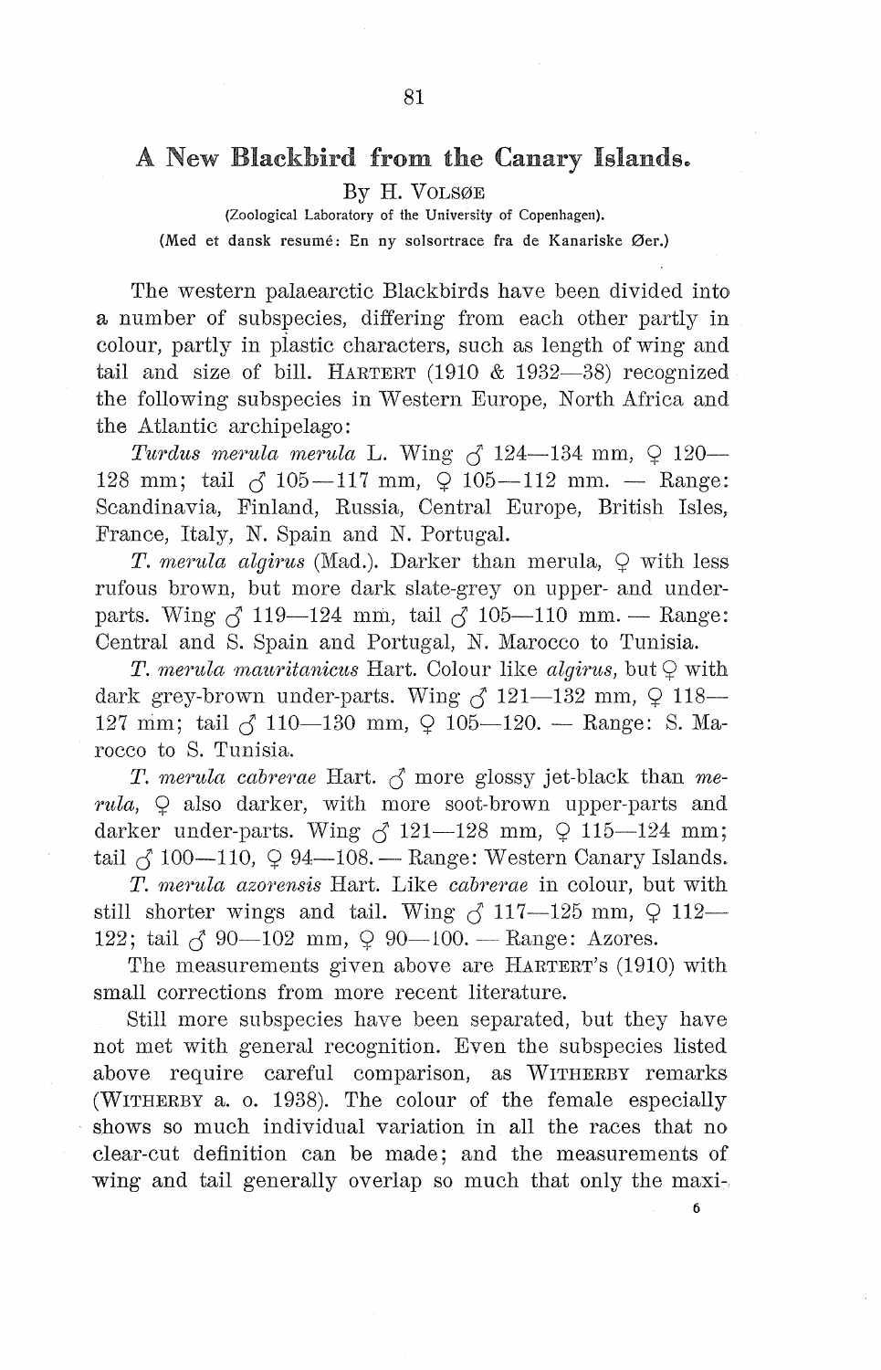# A New Blackbird from the Canary Islands.

By H. Volsøe

(Zoological Laboratory of the University of Copenhagen).

(Med et dansk resumé: En ny solsortrace fra de Kanariske Øer.)

The western palaearctic Blackbirds have been divided into a number of subspecies, differing from each other partly in colour, partly in plastic characters, such as length of wing and tail and size of bill. Hartert (1910 & 1932—38) recognized the following subspecies in Western Europe, North Africa and the Atlantic archipelago:

*Turdus merula merula* L. Wing ♂ 124—134 mm, ♀ 120—128 mm; tail ♂ 105—117 mm, ♀ 105—112 mm. — Range: Scandinavia, Finland, Russia, Central Europe, British Isles, France, Italy, N. Spain and N. Portugal.

*T. merula algirus* (Mad.). Darker than merula, ♀ with less rufous brown, but more dark slate-grey on upper- and under-parts. Wing ♂ 119—124 mm, tail ♂ 105—110 mm. — Range: Central and S. Spain and Portugal, N. Marocco to Tunisia.

*T. merula mauritanicus* Hart. Colour like *algirus*, but ♀ with dark grey-brown under-parts. Wing ♂ 121—132 mm, ♀ 118—127 mm; tail ♂ 110—130 mm, ♀ 105—120. — Range: S. Marocco to S. Tunisia.

*T. merula cabrerae* Hart. ♂ more glossy jet-black than *merula*, ♀ also darker, with more soot-brown upper-parts and darker under-parts. Wing ♂ 121—128 mm, ♀ 115—124 mm; tail ♂ 100—110, ♀ 94—108. — Range: Western Canary Islands.

*T. merula azorensis* Hart. Like *cabrerae* in colour, but with still shorter wings and tail. Wing ♂ 117—125 mm, ♀ 112—122; tail ♂ 90—102 mm, ♀ 90—100. — Range: Azores.

The measurements given above are Hartert's (1910) with small corrections from more recent literature.

Still more subspecies have been separated, but they have not met with general recognition. Even the subspecies listed above require careful comparison, as Witherby remarks (Witherby a. o. 1938). The colour of the female especially shows so much individual variation in all the races that no clear-cut definition can be made; and the measurements of wing and tail generally overlap so much that only the maxi-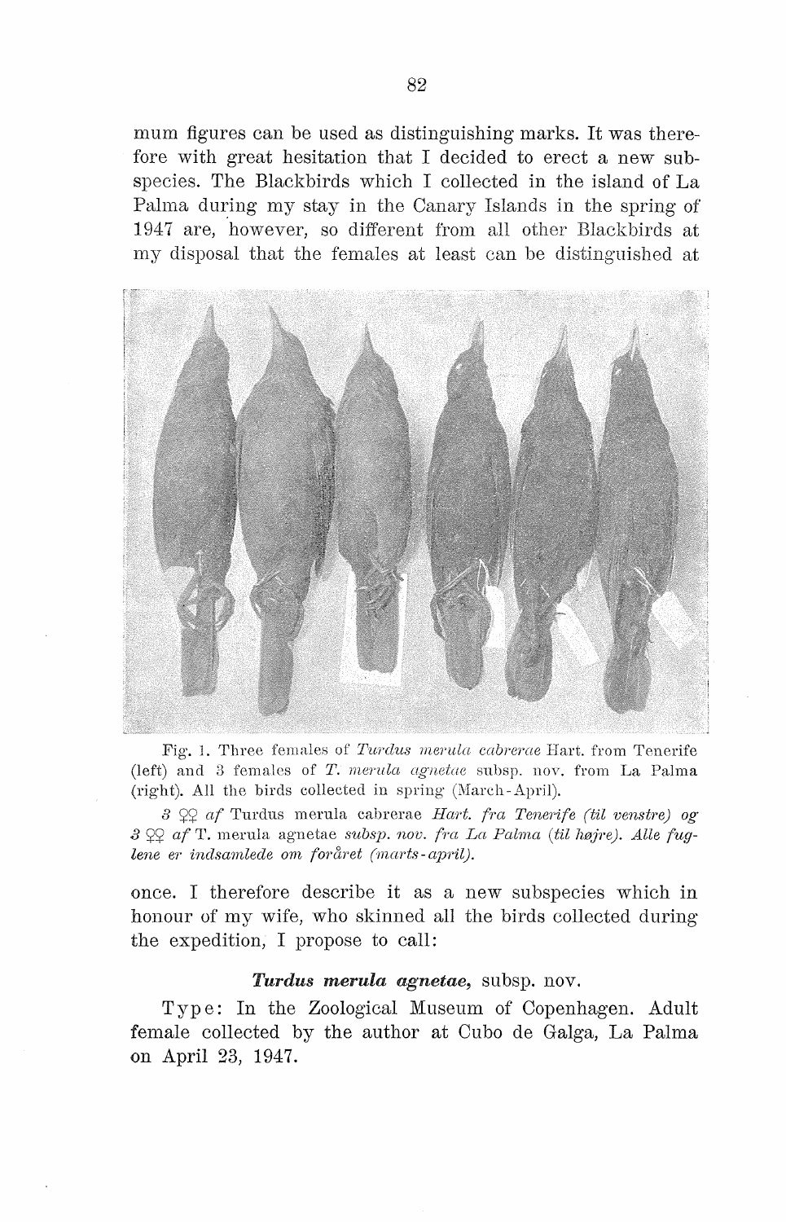mum figures can be used as distinguishing marks. It was therefore with great hesitation that I decided to erect a new subspecies. The Blackbirds which I collected in the island of La Palma during my stay in the Canary Islands in the spring of 1947 are, however, so different from all other Blackbirds at my disposal that the females at least can be distinguished at

Fig. 1. Three females of *Turdus merula cabrerae* Hart. from Tenerife (left) and 3 females of *T. merula agnetae* subsp. nov. from La Palma (right). All the birds collected in spring (March-April).

*3 ♀♀ af* Turdus merula cabrerae *Hart. fra Tenerife (til venstre) og 3 ♀♀ af* T. merula agnetae *subsp. nov. fra La Palma (til højre). Alle fuglene er indsamlede om foråret (marts-april).*

once. I therefore describe it as a new subspecies which in honour of my wife, who skinned all the birds collected during the expedition, I propose to call:

### *Turdus merula agnetae,* subsp. nov.

Type: In the Zoological Museum of Copenhagen. Adult female collected by the author at Cubo de Galga, La Palma on April 23, 1947.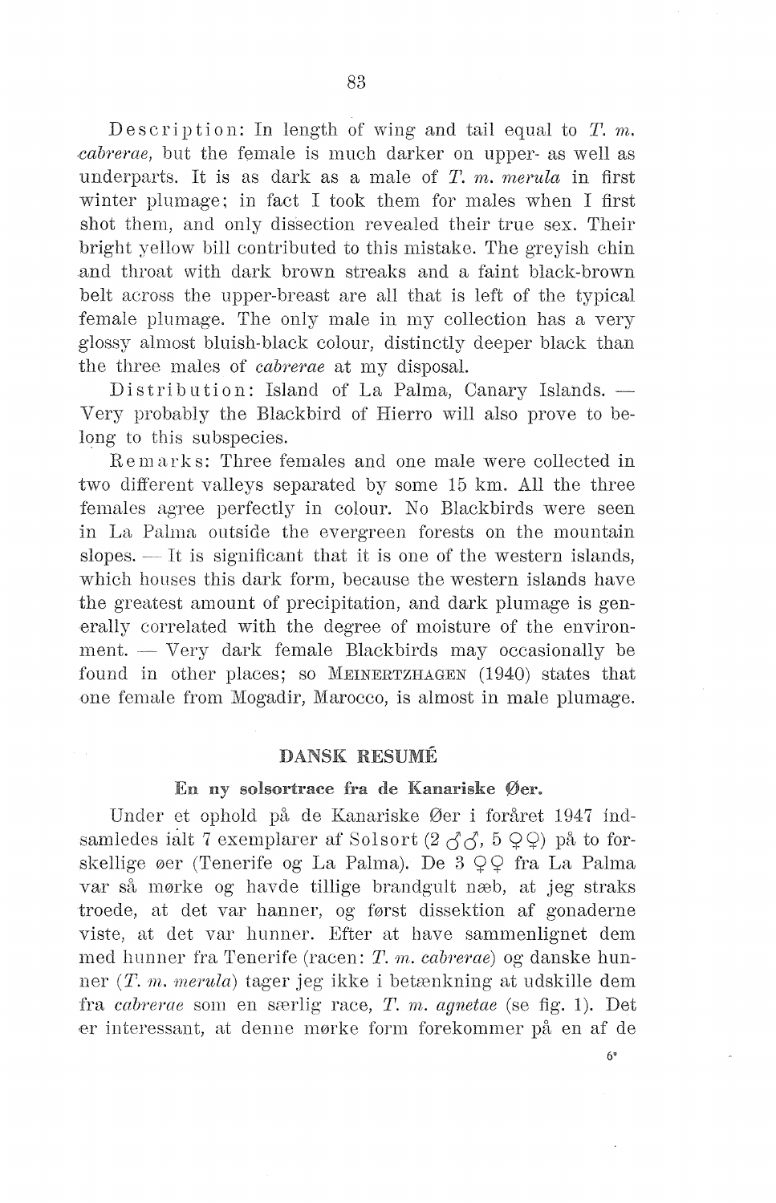Description: In length of wing and tail equal to *T. m. cabrerae*, but the female is much darker on upper- as well as underparts. It is as dark as a male of *T. m. merula* in first winter plumage; in fact I took them for males when I first shot them, and only dissection revealed their true sex. Their bright yellow bill contributed to this mistake. The greyish chin and throat with dark brown streaks and a faint black-brown belt across the upper-breast are all that is left of the typical female plumage. The only male in my collection has a very glossy almost bluish-black colour, distinctly deeper black than the three males of *cabrerae* at my disposal.

Distribution: Island of La Palma, Canary Islands. — Very probably the Blackbird of Hierro will also prove to belong to this subspecies.

Remarks: Three females and one male were collected in two different valleys separated by some 15 km. All the three females agree perfectly in colour. No Blackbirds were seen in La Palma outside the evergreen forests on the mountain slopes. — It is significant that it is one of the western islands, which houses this dark form, because the western islands have the greatest amount of precipitation, and dark plumage is generally correlated with the degree of moisture of the environment. — Very dark female Blackbirds may occasionally be found in other places; so MEINERTZHAGEN (1940) states that one female from Mogadir, Marocco, is almost in male plumage.

## DANSK RESUMÉ

### En ny solsortrace fra de Kanariske Øer.

Under et ophold på de Kanariske Øer i foråret 1947 indsamledes ialt 7 exemplarer af Solsort (2 ♂♂, 5 ♀♀) på to forskellige øer (Tenerife og La Palma). De 3 ♀♀ fra La Palma var så mørke og havde tillige brandgult næb, at jeg straks troede, at det var hanner, og først dissektion af gonaderne viste, at det var hunner. Efter at have sammenlignet dem med hunner fra Tenerife (racen: *T. m. cabrerae*) og danske hunner (*T. m. merula*) tager jeg ikke i betænkning at udskille dem fra *cabrerae* som en særlig race, *T. m. agnetae* (se fig. 1). Det er interessant, at denne mørke form forekommer på en af de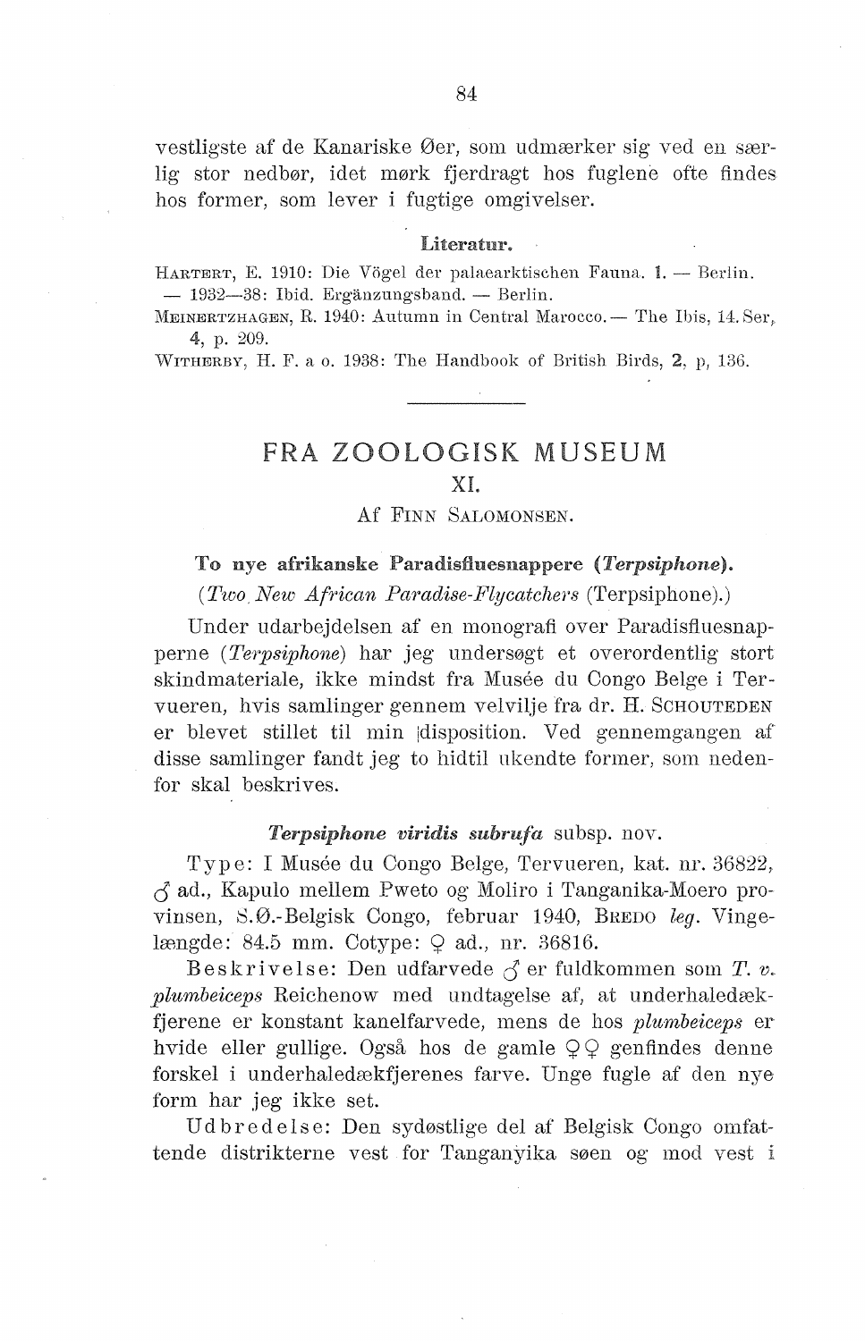vestligste af de Kanariske Øer, som udmærker sig ved en særlig stor nedbør, idet mørk fjerdragt hos fuglene ofte findes hos former, som lever i fugtige omgivelser.

**Literatur.**

HARTERT, E. 1910: Die Vögel der palaearktischen Fauna. 1. — Berlin.
— 1932—38: Ibid. Ergänzungsband. — Berlin.
MEINERTZHAGEN, R. 1940: Autumn in Central Marocco. — The Ibis, 14. Ser, 4, p. 209.
WITHERBY, H. F. a o. 1938: The Handbook of British Birds, 2, p, 136.

---

# FRA ZOOLOGISK MUSEUM

## XI.

Af FINN SALOMONSEN.

### To nye afrikanske Paradisfluesnappere (*Terpsiphone*).

(*Two New African Paradise-Flycatchers* (Terpsiphone).)

Under udarbejdelsen af en monografi over Paradisfluesnapperne (*Terpsiphone*) har jeg undersøgt et overordentlig stort skindmateriale, ikke mindst fra Musée du Congo Belge i Tervueren, hvis samlinger gennem velvilje fra dr. H. SCHOUTEDEN er blevet stillet til min disposition. Ved gennemgangen af disse samlinger fandt jeg to hidtil ukendte former, som nedenfor skal beskrives.

#### *Terpsiphone viridis subrufa* subsp. nov.

Type: I Musée du Congo Belge, Tervueren, kat. nr. 36822, ♂ ad., Kapulo mellem Pweto og Moliro i Tanganika-Moero provinsen, S.Ø.-Belgisk Congo, februar 1940, BREDO *leg.* Vingelængde: 84.5 mm. Cotype: ♀ ad., nr. 36816.

Beskrivelse: Den udfarvede ♂ er fuldkommen som *T. v. plumbeiceps* Reichenow med undtagelse af, at underhaledækfjerene er konstant kanelfarvede, mens de hos *plumbeiceps* er hvide eller gullige. Også hos de gamle ♀♀ genfindes denne forskel i underhaledækfjerenes farve. Unge fugle af den nye form har jeg ikke set.

Udbredelse: Den sydøstlige del af Belgisk Congo omfattende distrikterne vest for Tanganyika søen og mod vest i